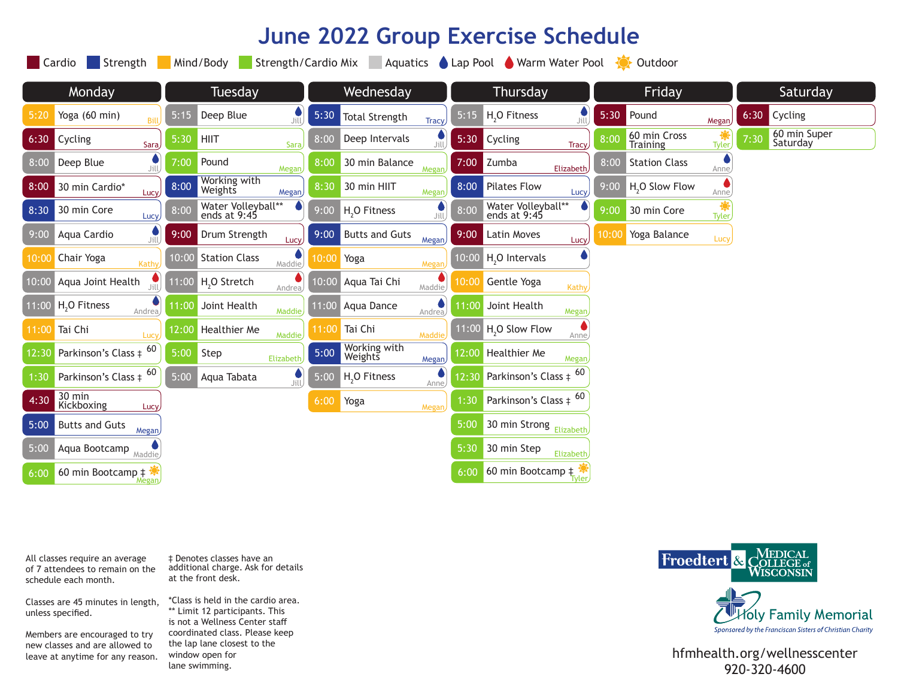# June 2022 Group Exercise Schedule

Cardio | Strength | Mind/Body | Strength/Cardio Mix | Aquatics | Lap Pool | Warm Water Pool | Outdoor

## Monday

| Time | Class | Instructor | Notes |
|---|---|---|---|
| 5:20 | Yoga (60 min) | Bill | |
| 6:30 | Cycling | Sara | |
| 8:00 | Deep Blue | Jill | Lap Pool |
| 8:00 | 30 min Cardio* | Lucy | |
| 8:30 | 30 min Core | Lucy | |
| 9:00 | Aqua Cardio | Jill | Lap Pool |
| 10:00 | Chair Yoga | Kathy | |
| 10:00 | Aqua Joint Health | Jill | Warm Water Pool |
| 11:00 | $H_2O$ Fitness | Andrea | Lap Pool |
| 11:00 | Tai Chi | Lucy | |
| 12:30 | Parkinson's Class ‡ | | 60 |
| 1:30 | Parkinson's Class ‡ | | 60 |
| 4:30 | 30 min Kickboxing | Lucy | |
| 5:00 | Butts and Guts | Megan | |
| 5:00 | Aqua Bootcamp | Maddie | Lap Pool |
| 6:00 | 60 min Bootcamp ‡ | Megan | Outdoor |

## Tuesday

| Time | Class | Instructor | Notes |
|---|---|---|---|
| 5:15 | Deep Blue | Jill | Lap Pool |
| 5:30 | HIIT | Sara | |
| 7:00 | Pound | Megan | |
| 8:00 | Working with Weights | Megan | |
| 8:00 | Water Volleyball** ends at 9:45 | | Lap Pool |
| 9:00 | Drum Strength | Lucy | |
| 10:00 | Station Class | Maddie | Lap Pool |
| 11:00 | $H_2O$ Stretch | Andrea | Warm Water Pool |
| 11:00 | Joint Health | Maddie | |
| 12:00 | Healthier Me | Maddie | |
| 5:00 | Step | Elizabeth | |
| 5:00 | Aqua Tabata | Jill | Lap Pool |

## Wednesday

| Time | Class | Instructor | Notes |
|---|---|---|---|
| 5:30 | Total Strength | Tracy | |
| 8:00 | Deep Intervals | Jill | Lap Pool |
| 8:00 | 30 min Balance | Megan | |
| 8:30 | 30 min HIIT | Megan | |
| 9:00 | $H_2O$ Fitness | Jill | Lap Pool |
| 9:00 | Butts and Guts | Megan | |
| 10:00 | Yoga | Megan | |
| 10:00 | Aqua Tai Chi | Maddie | Warm Water Pool |
| 11:00 | Aqua Dance | Andrea | Lap Pool |
| 11:00 | Tai Chi | Maddie | |
| 5:00 | Working with Weights | Megan | |
| 5:00 | $H_2O$ Fitness | Anne | Lap Pool |
| 6:00 | Yoga | Megan | |

## Thursday

| Time | Class | Instructor | Notes |
|---|---|---|---|
| 5:15 | $H_2O$ Fitness | Jill | Lap Pool |
| 5:30 | Cycling | Tracy | |
| 7:00 | Zumba | Elizabeth | |
| 8:00 | Pilates Flow | Lucy | |
| 8:00 | Water Volleyball** ends at 9:45 | | Lap Pool |
| 9:00 | Latin Moves | Lucy | |
| 10:00 | $H_2O$ Intervals | | Lap Pool |
| 10:00 | Gentle Yoga | Kathy | |
| 11:00 | Joint Health | Megan | |
| 11:00 | $H_2O$ Slow Flow | Anne | Warm Water Pool |
| 12:00 | Healthier Me | Megan | |
| 12:30 | Parkinson's Class ‡ | | 60 |
| 1:30 | Parkinson's Class ‡ | | 60 |
| 5:00 | 30 min Strong | Elizabeth | |
| 5:30 | 30 min Step | Elizabeth | |
| 6:00 | 60 min Bootcamp ‡ | Tyler | Outdoor |

## Friday

| Time | Class | Instructor | Notes |
|---|---|---|---|
| 5:30 | Pound | Megan | |
| 8:00 | 60 min Cross Training | Tyler | Outdoor |
| 8:00 | Station Class | Anne | Lap Pool |
| 9:00 | $H_2O$ Slow Flow | Anne | Warm Water Pool |
| 9:00 | 30 min Core | Tyler | Outdoor |
| 10:00 | Yoga Balance | Lucy | |

## Saturday

| Time | Class | Instructor | Notes |
|---|---|---|---|
| 6:30 | Cycling | | |
| 7:30 | 60 min Super Saturday | | |

All classes require an average of 7 attendees to remain on the schedule each month.

Classes are 45 minutes in length, unless specified.

Members are encouraged to try new classes and are allowed to leave at anytime for any reason.

‡ Denotes classes have an additional charge. Ask for details at the front desk.

*Class is held in the cardio area.
** Limit 12 participants. This is not a Wellness Center staff coordinated class. Please keep the lap lane closest to the window open for lane swimming.

Froedtert & Medical College of Wisconsin

Holy Family Memorial

*Sponsored by the Franciscan Sisters of Christian Charity*

hfmhealth.org/wellnesscenter
920-320-4600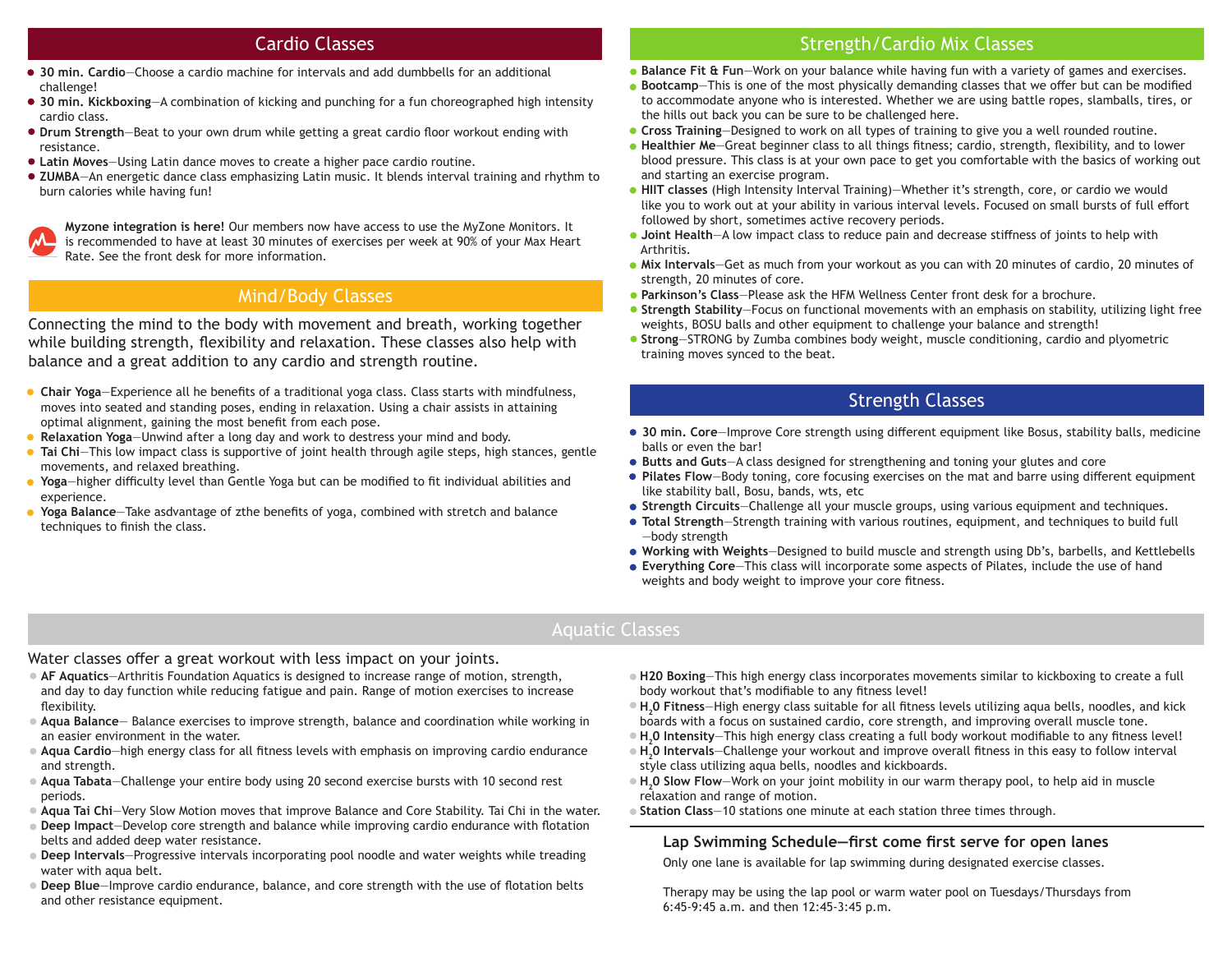## Cardio Classes

- **30 min. Cardio**—Choose a cardio machine for intervals and add dumbbells for an additional challenge!
- **30 min. Kickboxing**—A combination of kicking and punching for a fun choreographed high intensity cardio class.
- **Drum Strength**—Beat to your own drum while getting a great cardio floor workout ending with resistance.
- **Latin Moves**—Using Latin dance moves to create a higher pace cardio routine.
- **ZUMBA**—An energetic dance class emphasizing Latin music. It blends interval training and rhythm to burn calories while having fun!

**Myzone integration is here!** Our members now have access to use the MyZone Monitors. It is recommended to have at least 30 minutes of exercises per week at 90% of your Max Heart Rate. See the front desk for more information.

## Mind/Body Classes

Connecting the mind to the body with movement and breath, working together while building strength, flexibility and relaxation. These classes also help with balance and a great addition to any cardio and strength routine.

- **Chair Yoga**—Experience all he benefits of a traditional yoga class. Class starts with mindfulness, moves into seated and standing poses, ending in relaxation. Using a chair assists in attaining optimal alignment, gaining the most benefit from each pose.
- **Relaxation Yoga**—Unwind after a long day and work to destress your mind and body.
- **Tai Chi**—This low impact class is supportive of joint health through agile steps, high stances, gentle movements, and relaxed breathing.
- **Yoga**—higher difficulty level than Gentle Yoga but can be modified to fit individual abilities and experience.
- **Yoga Balance**—Take asdvantage of zthe benefits of yoga, combined with stretch and balance techniques to finish the class.

## Strength/Cardio Mix Classes

- **Balance Fit & Fun**—Work on your balance while having fun with a variety of games and exercises.
- **Bootcamp**—This is one of the most physically demanding classes that we offer but can be modified to accommodate anyone who is interested. Whether we are using battle ropes, slamballs, tires, or the hills out back you can be sure to be challenged here.
- **Cross Training**—Designed to work on all types of training to give you a well rounded routine.
- **Healthier Me**—Great beginner class to all things fitness; cardio, strength, flexibility, and to lower blood pressure. This class is at your own pace to get you comfortable with the basics of working out and starting an exercise program.
- **HIIT classes** (High Intensity Interval Training)—Whether it's strength, core, or cardio we would like you to work out at your ability in various interval levels. Focused on small bursts of full effort followed by short, sometimes active recovery periods.
- **Joint Health**—A low impact class to reduce pain and decrease stiffness of joints to help with Arthritis.
- **Mix Intervals**—Get as much from your workout as you can with 20 minutes of cardio, 20 minutes of strength, 20 minutes of core.
- **Parkinson's Class**—Please ask the HFM Wellness Center front desk for a brochure.
- **Strength Stability**—Focus on functional movements with an emphasis on stability, utilizing light free weights, BOSU balls and other equipment to challenge your balance and strength!
- **Strong**—STRONG by Zumba combines body weight, muscle conditioning, cardio and plyometric training moves synced to the beat.

## Strength Classes

- **30 min. Core**—Improve Core strength using different equipment like Bosus, stability balls, medicine balls or even the bar!
- **Butts and Guts**—A class designed for strengthening and toning your glutes and core
- **Pilates Flow**—Body toning, core focusing exercises on the mat and barre using different equipment like stability ball, Bosu, bands, wts, etc
- **Strength Circuits**—Challenge all your muscle groups, using various equipment and techniques.
- **Total Strength**—Strength training with various routines, equipment, and techniques to build full—body strength
- **Working with Weights**—Designed to build muscle and strength using Db's, barbells, and Kettlebells
- **Everything Core**—This class will incorporate some aspects of Pilates, include the use of hand weights and body weight to improve your core fitness.

## Aquatic Classes

Water classes offer a great workout with less impact on your joints.

- **AF Aquatics**—Arthritis Foundation Aquatics is designed to increase range of motion, strength, and day to day function while reducing fatigue and pain. Range of motion exercises to increase flexibility.
- **Aqua Balance**— Balance exercises to improve strength, balance and coordination while working in an easier environment in the water.
- **Aqua Cardio**—high energy class for all fitness levels with emphasis on improving cardio endurance and strength.
- **Aqua Tabata**—Challenge your entire body using 20 second exercise bursts with 10 second rest periods.
- **Aqua Tai Chi**—Very Slow Motion moves that improve Balance and Core Stability. Tai Chi in the water.
- **Deep Impact**—Develop core strength and balance while improving cardio endurance with flotation belts and added deep water resistance.
- **Deep Intervals**—Progressive intervals incorporating pool noodle and water weights while treading water with aqua belt.
- **Deep Blue**—Improve cardio endurance, balance, and core strength with the use of flotation belts and other resistance equipment.
- **H20 Boxing**—This high energy class incorporates movements similar to kickboxing to create a full body workout that's modifiable to any fitness level!
- **$H_2O$ Fitness**—High energy class suitable for all fitness levels utilizing aqua bells, noodles, and kick boards with a focus on sustained cardio, core strength, and improving overall muscle tone.
- **$H_2O$ Intensity**—This high energy class creating a full body workout modifiable to any fitness level!
- **$H_2O$ Intervals**—Challenge your workout and improve overall fitness in this easy to follow interval style class utilizing aqua bells, noodles and kickboards.
- **$H_2O$ Slow Flow**—Work on your joint mobility in our warm therapy pool, to help aid in muscle relaxation and range of motion.
- **Station Class**—10 stations one minute at each station three times through.

### Lap Swimming Schedule—first come first serve for open lanes

Only one lane is available for lap swimming during designated exercise classes.

Therapy may be using the lap pool or warm water pool on Tuesdays/Thursdays from 6:45-9:45 a.m. and then 12:45-3:45 p.m.